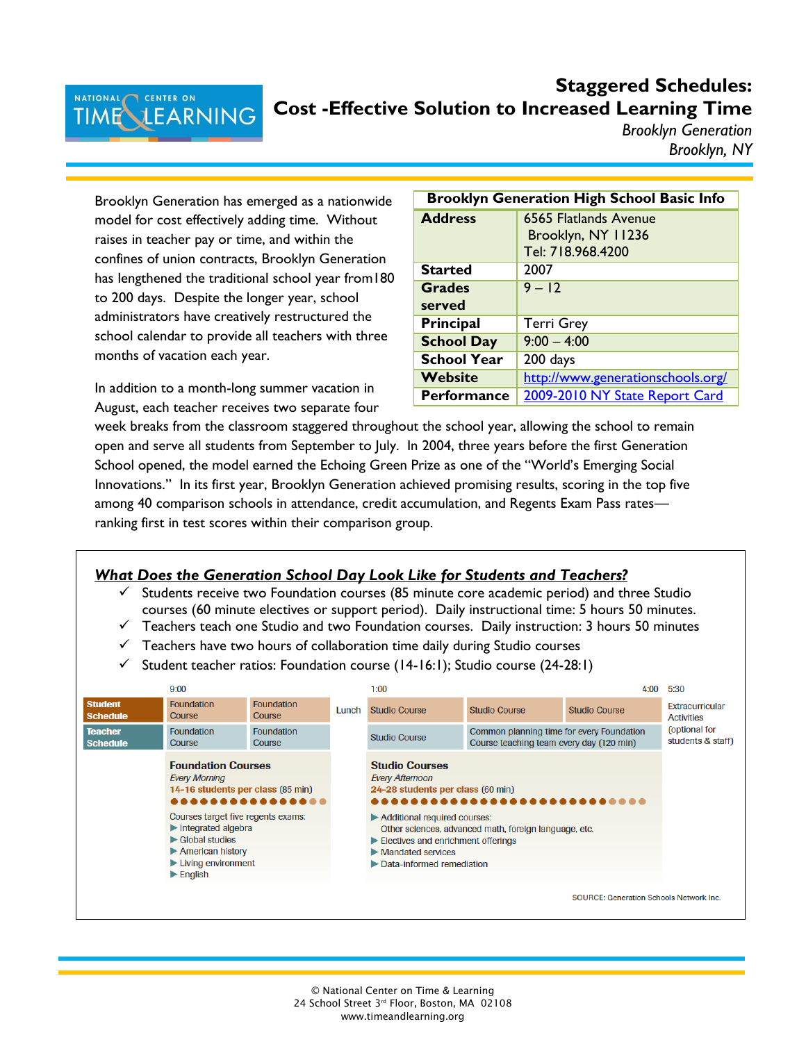# Staggered Schedules: Cost -Effective Solution to Increased Learning Time

*Brooklyn Generation*
*Brooklyn, NY*

| Brooklyn Generation High School Basic Info | |
|---|---|
| **Address** | 6565 Flatlands Avenue Brooklyn, NY 11236 Tel: 718.968.4200 |
| **Started** | 2007 |
| **Grades served** | 9 – 12 |
| **Principal** | Terri Grey |
| **School Day** | 9:00 – 4:00 |
| **School Year** | 200 days |
| **Website** | http://www.generationschools.org/ |
| **Performance** | 2009-2010 NY State Report Card |

Brooklyn Generation has emerged as a nationwide model for cost effectively adding time. Without raises in teacher pay or time, and within the confines of union contracts, Brooklyn Generation has lengthened the traditional school year from180 to 200 days. Despite the longer year, school administrators have creatively restructured the school calendar to provide all teachers with three months of vacation each year.

In addition to a month-long summer vacation in August, each teacher receives two separate four week breaks from the classroom staggered throughout the school year, allowing the school to remain open and serve all students from September to July. In 2004, three years before the first Generation School opened, the model earned the Echoing Green Prize as one of the "World's Emerging Social Innovations." In its first year, Brooklyn Generation achieved promising results, scoring in the top five among 40 comparison schools in attendance, credit accumulation, and Regents Exam Pass rates—ranking first in test scores within their comparison group.

## *What Does the Generation School Day Look Like for Students and Teachers?*

- ✓ Students receive two Foundation courses (85 minute core academic period) and three Studio courses (60 minute electives or support period). Daily instructional time: 5 hours 50 minutes.
- ✓ Teachers teach one Studio and two Foundation courses. Daily instruction: 3 hours 50 minutes
- ✓ Teachers have two hours of collaboration time daily during Studio courses
- ✓ Student teacher ratios: Foundation course (14-16:1); Studio course (24-28:1)

| | 9:00 | | | 1:00 | | 4:00 | 5:30 |
|---|---|---|---|---|---|---|---|
| **Student Schedule** | Foundation Course | Foundation Course | Lunch | Studio Course | Studio Course | Studio Course | Extracurricular Activities (optional for students & staff) |
| **Teacher Schedule** | Foundation Course | Foundation Course | | Studio Course | Common planning time for every Foundation Course teaching team every day (120 min) | | |

**Foundation Courses**
*Every Morning*
**14-16 students per class** (85 min)

Courses target five regents exams:
- ▶ Integrated algebra
- ▶ Global studies
- ▶ American history
- ▶ Living environment
- ▶ English

**Studio Courses**
*Every Afternoon*
**24-28 students per class** (60 min)

- ▶ Additional required courses: Other sciences, advanced math, foreign language, etc.
- ▶ Electives and enrichment offerings
- ▶ Mandated services
- ▶ Data-informed remediation

SOURCE: Generation Schools Network Inc.

© National Center on Time & Learning
24 School Street 3rd Floor, Boston, MA 02108
www.timeandlearning.org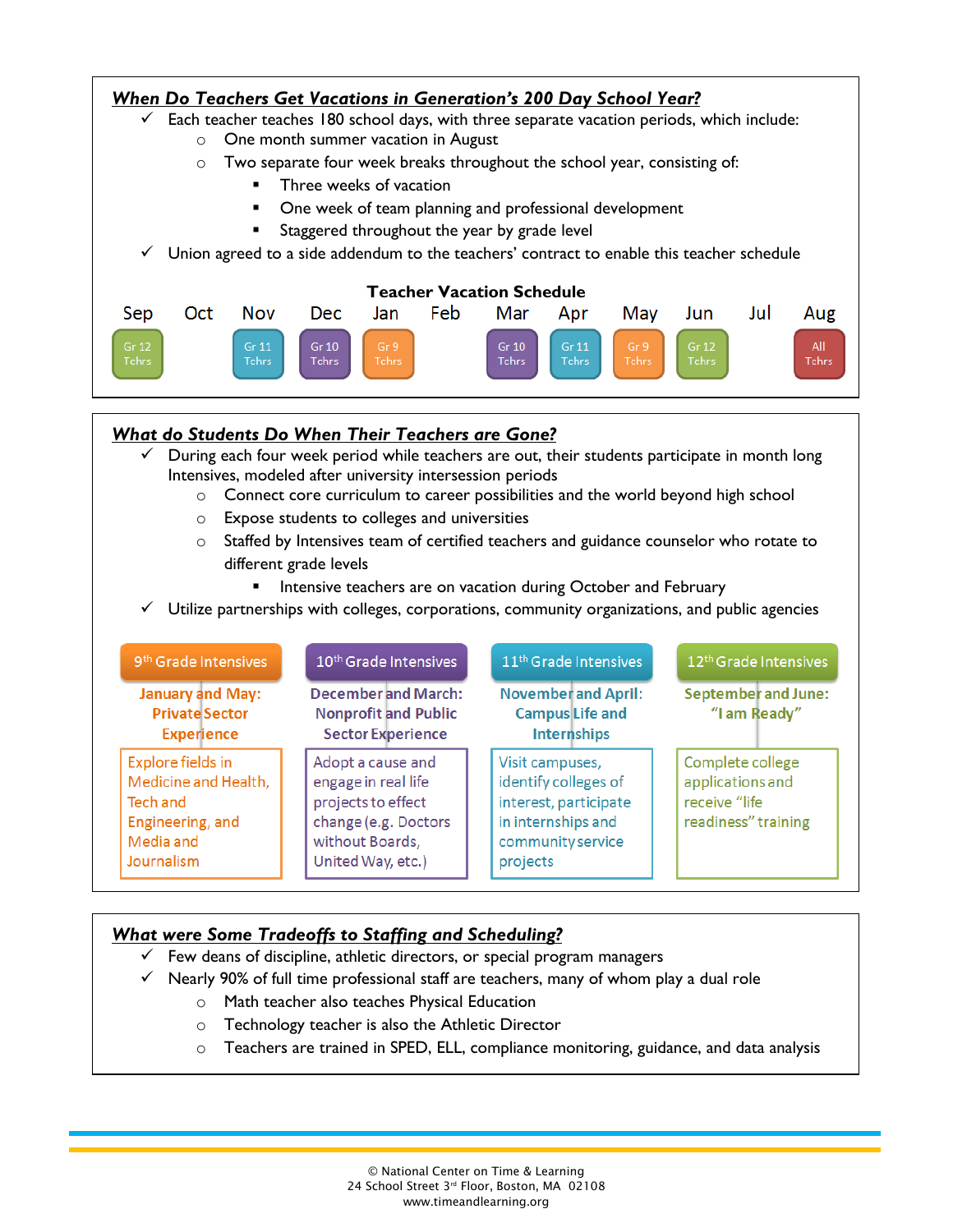## *When Do Teachers Get Vacations in Generation's 200 Day School Year?*

- ✓ Each teacher teaches 180 school days, with three separate vacation periods, which include:
  - One month summer vacation in August
  - Two separate four week breaks throughout the school year, consisting of:
    - Three weeks of vacation
    - One week of team planning and professional development
    - Staggered throughout the year by grade level
- ✓ Union agreed to a side addendum to the teachers' contract to enable this teacher schedule

**Teacher Vacation Schedule**

Sep: Gr 12 Tchrs
Oct
Nov: Gr 11 Tchrs
Dec: Gr 10 Tchrs
Jan: Gr 9 Tchrs
Feb
Mar: Gr 10 Tchrs
Apr: Gr 11 Tchrs
May: Gr 9 Tchrs
Jun: Gr 12 Tchrs
Jul
Aug: All Tchrs

## *What do Students Do When Their Teachers are Gone?*

- ✓ During each four week period while teachers are out, their students participate in month long Intensives, modeled after university intersession periods
  - Connect core curriculum to career possibilities and the world beyond high school
  - Expose students to colleges and universities
  - Staffed by Intensives team of certified teachers and guidance counselor who rotate to different grade levels
    - Intensive teachers are on vacation during October and February
- ✓ Utilize partnerships with colleges, corporations, community organizations, and public agencies

| 9th Grade Intensives | 10th Grade Intensives | 11th Grade Intensives | 12th Grade Intensives |
|---|---|---|---|
| **January and May: Private Sector Experience** | **December and March: Nonprofit and Public Sector Experience** | **November and April: Campus Life and Internships** | **September and June: "I am Ready"** |
| Explore fields in Medicine and Health, Tech and Engineering, and Media and Journalism | Adopt a cause and engage in real life projects to effect change (e.g. Doctors without Boards, United Way, etc.) | Visit campuses, identify colleges of interest, participate in internships and community service projects | Complete college applications and receive "life readiness" training |

## *What were Some Tradeoffs to Staffing and Scheduling?*

- ✓ Few deans of discipline, athletic directors, or special program managers
- ✓ Nearly 90% of full time professional staff are teachers, many of whom play a dual role
  - Math teacher also teaches Physical Education
  - Technology teacher is also the Athletic Director
  - Teachers are trained in SPED, ELL, compliance monitoring, guidance, and data analysis

© National Center on Time & Learning
24 School Street 3rd Floor, Boston, MA 02108
www.timeandlearning.org